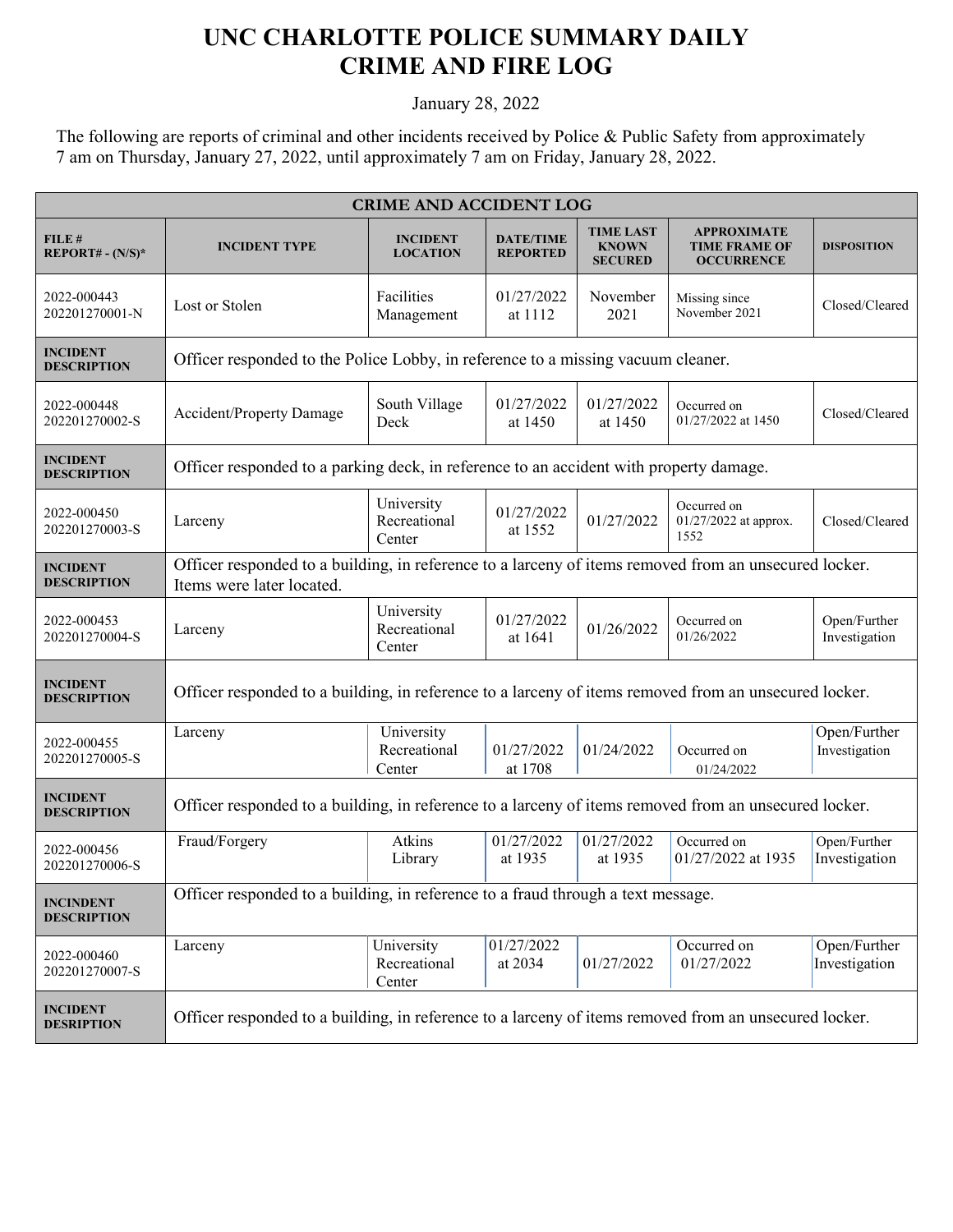# UNC CHARLOTTE POLICE SUMMARY DAILY CRIME AND FIRE LOG

January 28, 2022

The following are reports of criminal and other incidents received by Police & Public Safety from approximately 7 am on Thursday, January 27, 2022, until approximately 7 am on Friday, January 28, 2022.

| CRIME AND ACCIDENT LOG | | | | | | |
|---|---|---|---|---|---|---|
| **FILE # REPORT# - (N/S)*** | **INCIDENT TYPE** | **INCIDENT LOCATION** | **DATE/TIME REPORTED** | **TIME LAST KNOWN SECURED** | **APPROXIMATE TIME FRAME OF OCCURRENCE** | **DISPOSITION** |
| 2022-000443 202201270001-N | Lost or Stolen | Facilities Management | 01/27/2022 at 1112 | November 2021 | Missing since November 2021 | Closed/Cleared |
| **INCIDENT DESCRIPTION** | Officer responded to the Police Lobby, in reference to a missing vacuum cleaner. | | | | | |
| 2022-000448 202201270002-S | Accident/Property Damage | South Village Deck | 01/27/2022 at 1450 | 01/27/2022 at 1450 | Occurred on 01/27/2022 at 1450 | Closed/Cleared |
| **INCIDENT DESCRIPTION** | Officer responded to a parking deck, in reference to an accident with property damage. | | | | | |
| 2022-000450 202201270003-S | Larceny | University Recreational Center | 01/27/2022 at 1552 | 01/27/2022 | Occurred on 01/27/2022 at approx. 1552 | Closed/Cleared |
| **INCIDENT DESCRIPTION** | Officer responded to a building, in reference to a larceny of items removed from an unsecured locker. Items were later located. | | | | | |
| 2022-000453 202201270004-S | Larceny | University Recreational Center | 01/27/2022 at 1641 | 01/26/2022 | Occurred on 01/26/2022 | Open/Further Investigation |
| **INCIDENT DESCRIPTION** | Officer responded to a building, in reference to a larceny of items removed from an unsecured locker. | | | | | |
| 2022-000455 202201270005-S | Larceny | University Recreational Center | 01/27/2022 at 1708 | 01/24/2022 | Occurred on 01/24/2022 | Open/Further Investigation |
| **INCIDENT DESCRIPTION** | Officer responded to a building, in reference to a larceny of items removed from an unsecured locker. | | | | | |
| 2022-000456 202201270006-S | Fraud/Forgery | Atkins Library | 01/27/2022 at 1935 | 01/27/2022 at 1935 | Occurred on 01/27/2022 at 1935 | Open/Further Investigation |
| **INCINDENT DESCRIPTION** | Officer responded to a building, in reference to a fraud through a text message. | | | | | |
| 2022-000460 202201270007-S | Larceny | University Recreational Center | 01/27/2022 at 2034 | 01/27/2022 | Occurred on 01/27/2022 | Open/Further Investigation |
| **INCIDENT DESRIPTION** | Officer responded to a building, in reference to a larceny of items removed from an unsecured locker. | | | | | |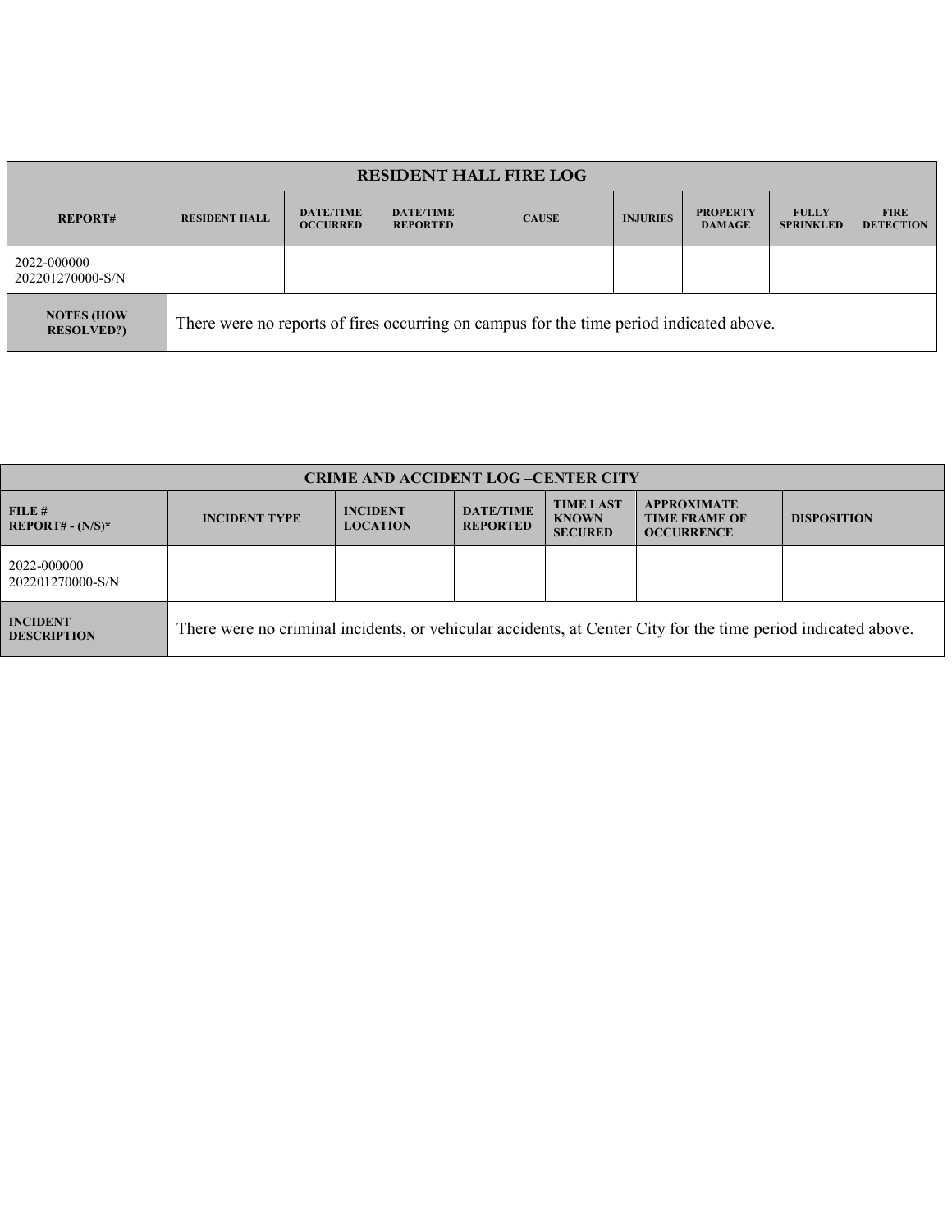| RESIDENT HALL FIRE LOG | | | | | | | | |
|---|---|---|---|---|---|---|---|---|
| **REPORT#** | **RESIDENT HALL** | **DATE/TIME OCCURRED** | **DATE/TIME REPORTED** | **CAUSE** | **INJURIES** | **PROPERTY DAMAGE** | **FULLY SPRINKLED** | **FIRE DETECTION** |
| 2022-000000 202201270000-S/N | | | | | | | | |
| **NOTES (HOW RESOLVED?)** | There were no reports of fires occurring on campus for the time period indicated above. | | | | | | | |

| CRIME AND ACCIDENT LOG –CENTER CITY | | | | | | |
|---|---|---|---|---|---|---|
| **FILE # REPORT# - (N/S)*** | **INCIDENT TYPE** | **INCIDENT LOCATION** | **DATE/TIME REPORTED** | **TIME LAST KNOWN SECURED** | **APPROXIMATE TIME FRAME OF OCCURRENCE** | **DISPOSITION** |
| 2022-000000 202201270000-S/N | | | | | | |
| **INCIDENT DESCRIPTION** | There were no criminal incidents, or vehicular accidents, at Center City for the time period indicated above. | | | | | |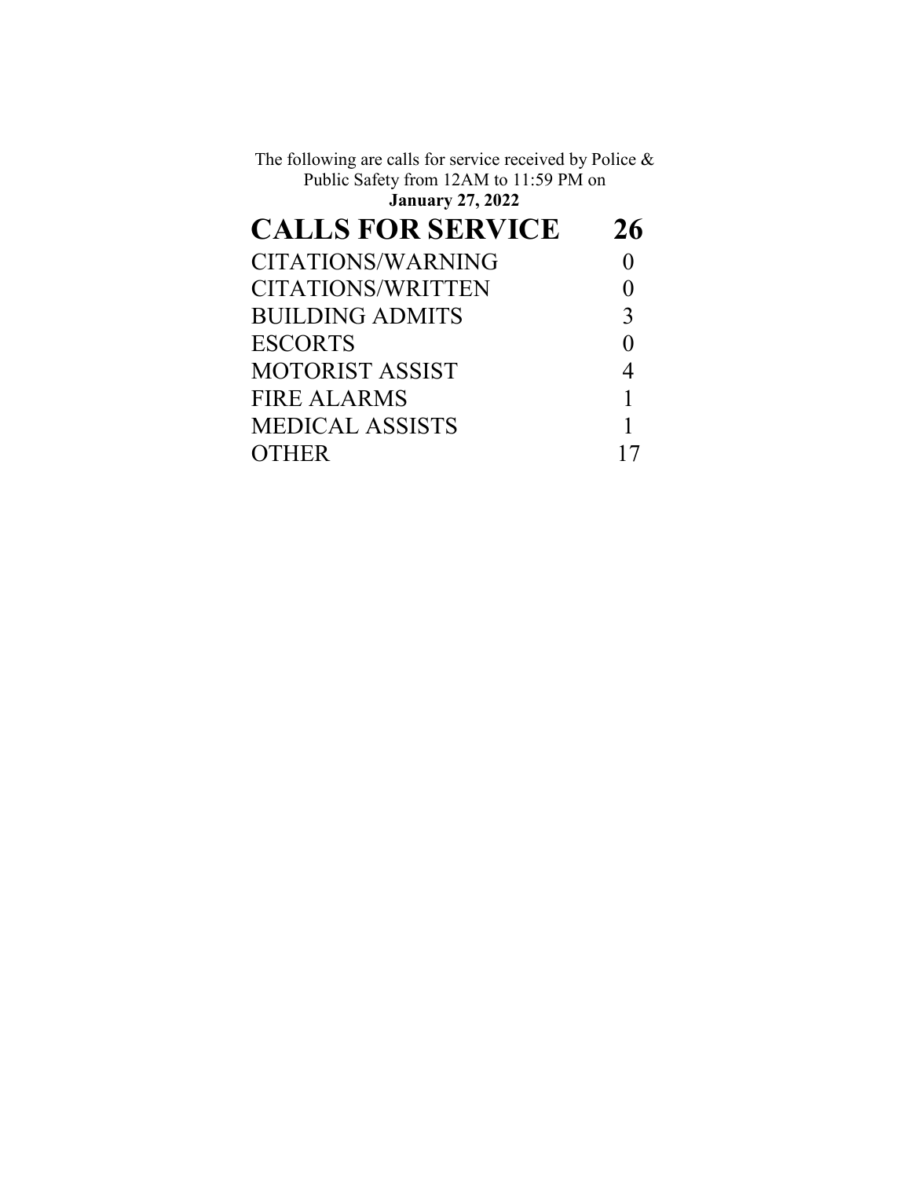The following are calls for service received by Police & Public Safety from 12AM to 11:59 PM on

**January 27, 2022**

| | |
|---|---|
| **CALLS FOR SERVICE** | **26** |
| CITATIONS/WARNING | 0 |
| CITATIONS/WRITTEN | 0 |
| BUILDING ADMITS | 3 |
| ESCORTS | 0 |
| MOTORIST ASSIST | 4 |
| FIRE ALARMS | 1 |
| MEDICAL ASSISTS | 1 |
| OTHER | 17 |